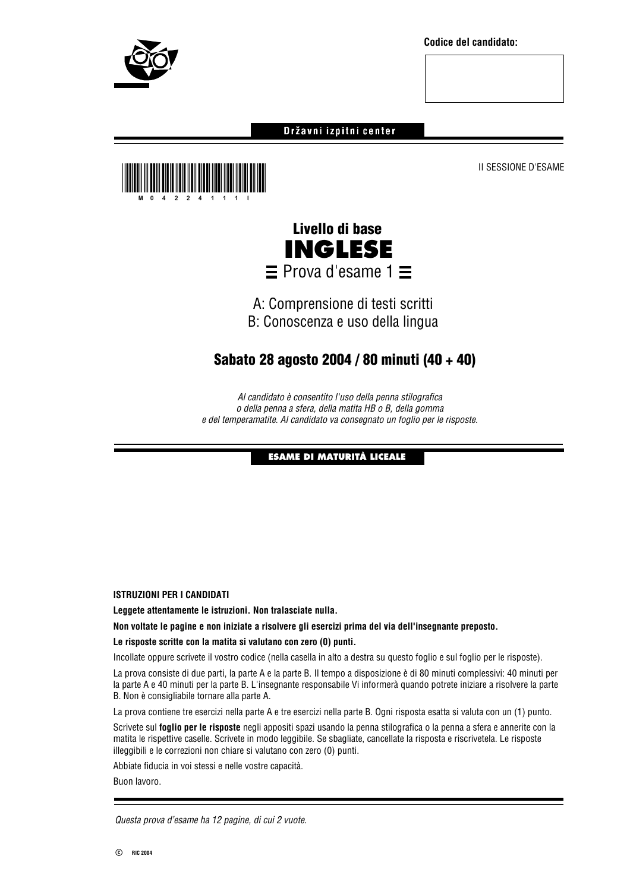**Codice del candidato:**

**Državni izpitni center**

M 0 4 2 2 4 1 1 1 I

II SESSIONE D'ESAME

# Livello di base
# INGLESE
## Prova d'esame 1

A: Comprensione di testi scritti
B: Conoscenza e uso della lingua

### Sabato 28 agosto 2004 / 80 minuti (40 + 40)

*Al candidato è consentito l'uso della penna stilografica o della penna a sfera, della matita HB o B, della gomma e del temperamatite. Al candidato va consegnato un foglio per le risposte.*

**ESAME DI MATURITÀ LICEALE**

**ISTRUZIONI PER I CANDIDATI**

**Leggete attentamente le istruzioni. Non tralasciate nulla.**

**Non voltate le pagine e non iniziate a risolvere gli esercizi prima del via dell'insegnante preposto.**

**Le risposte scritte con la matita si valutano con zero (0) punti.**

Incollate oppure scrivete il vostro codice (nella casella in alto a destra su questo foglio e sul foglio per le risposte).

La prova consiste di due parti, la parte A e la parte B. Il tempo a disposizione è di 80 minuti complessivi: 40 minuti per la parte A e 40 minuti per la parte B. L'insegnante responsabile Vi informerà quando potrete iniziare a risolvere la parte B. Non è consigliabile tornare alla parte A.

La prova contiene tre esercizi nella parte A e tre esercizi nella parte B. Ogni risposta esatta si valuta con un (1) punto.

Scrivete sul **foglio per le risposte** negli appositi spazi usando la penna stilografica o la penna a sfera e annerite con la matita le rispettive caselle. Scrivete in modo leggibile. Se sbagliate, cancellate la risposta e riscrivetela. Le risposte illeggibili e le correzioni non chiare si valutano con zero (0) punti.

Abbiate fiducia in voi stessi e nelle vostre capacità.

Buon lavoro.

*Questa prova d'esame ha 12 pagine, di cui 2 vuote.*

© RIC 2004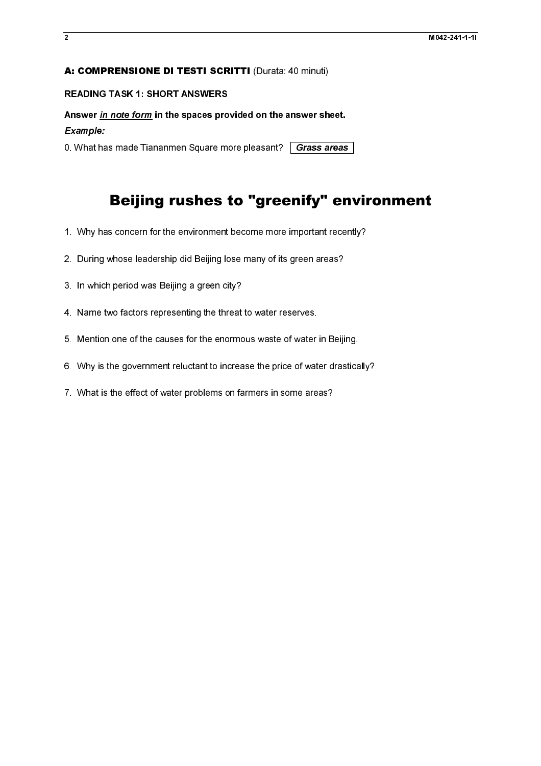**A: COMPRENSIONE DI TESTI SCRITTI** (Durata: 40 minuti)

**READING TASK 1: SHORT ANSWERS**

**Answer _in note form_ in the spaces provided on the answer sheet.**

***Example:***

0. What has made Tiananmen Square more pleasant? **_Grass areas_**

# Beijing rushes to "greenify" environment

1. Why has concern for the environment become more important recently?
2. During whose leadership did Beijing lose many of its green areas?
3. In which period was Beijing a green city?
4. Name two factors representing the threat to water reserves.
5. Mention one of the causes for the enormous waste of water in Beijing.
6. Why is the government reluctant to increase the price of water drastically?
7. What is the effect of water problems on farmers in some areas?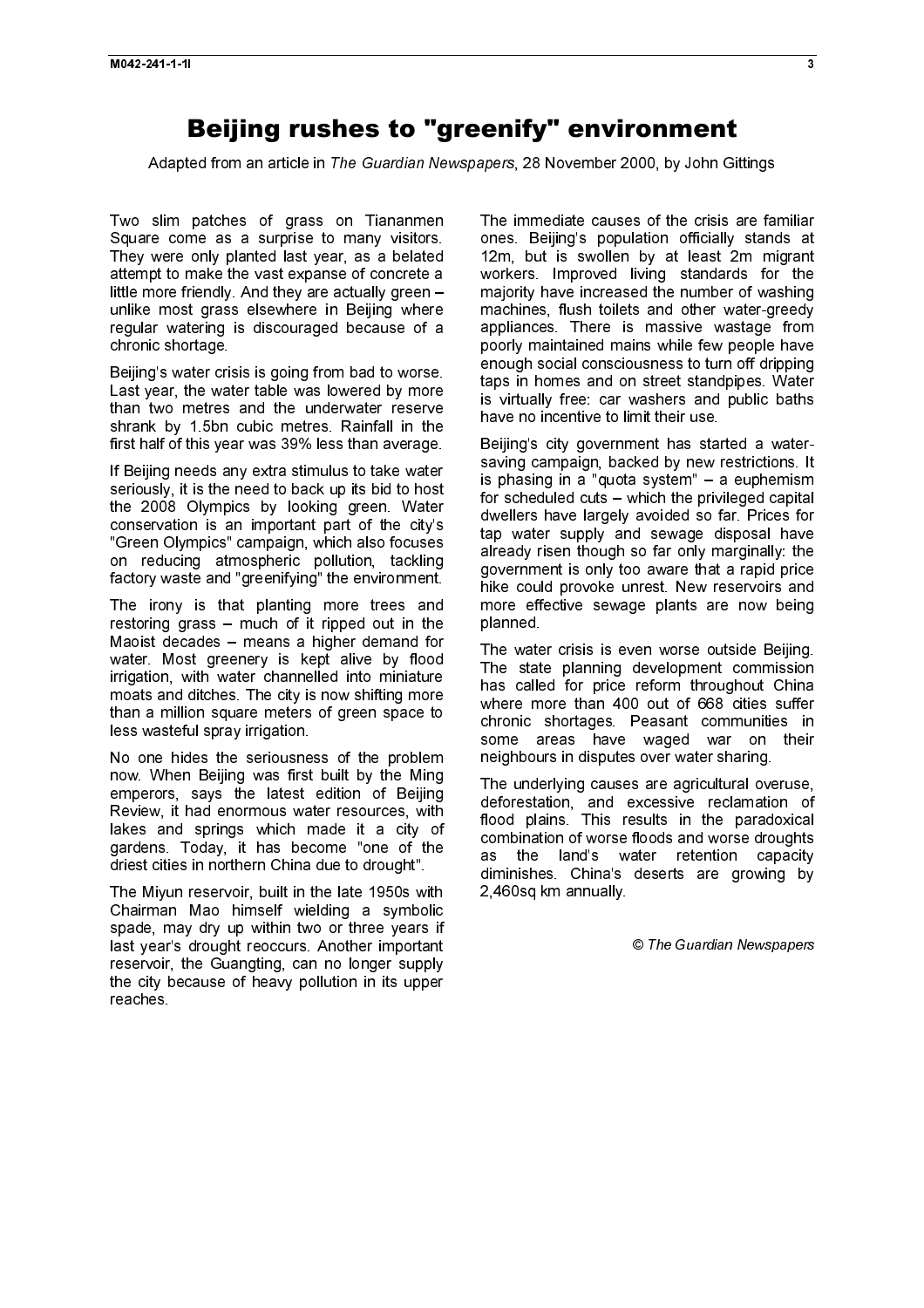# Beijing rushes to "greenify" environment

Adapted from an article in *The Guardian Newspapers*, 28 November 2000, by John Gittings

Two slim patches of grass on Tiananmen Square come as a surprise to many visitors. They were only planted last year, as a belated attempt to make the vast expanse of concrete a little more friendly. And they are actually green – unlike most grass elsewhere in Beijing where regular watering is discouraged because of a chronic shortage.

Beijing's water crisis is going from bad to worse. Last year, the water table was lowered by more than two metres and the underwater reserve shrank by 1.5bn cubic metres. Rainfall in the first half of this year was 39% less than average.

If Beijing needs any extra stimulus to take water seriously, it is the need to back up its bid to host the 2008 Olympics by looking green. Water conservation is an important part of the city's "Green Olympics" campaign, which also focuses on reducing atmospheric pollution, tackling factory waste and "greenifying" the environment.

The irony is that planting more trees and restoring grass – much of it ripped out in the Maoist decades – means a higher demand for water. Most greenery is kept alive by flood irrigation, with water channelled into miniature moats and ditches. The city is now shifting more than a million square meters of green space to less wasteful spray irrigation.

No one hides the seriousness of the problem now. When Beijing was first built by the Ming emperors, says the latest edition of Beijing Review, it had enormous water resources, with lakes and springs which made it a city of gardens. Today, it has become "one of the driest cities in northern China due to drought".

The Miyun reservoir, built in the late 1950s with Chairman Mao himself wielding a symbolic spade, may dry up within two or three years if last year's drought reoccurs. Another important reservoir, the Guangting, can no longer supply the city because of heavy pollution in its upper reaches.

The immediate causes of the crisis are familiar ones. Beijing's population officially stands at 12m, but is swollen by at least 2m migrant workers. Improved living standards for the majority have increased the number of washing machines, flush toilets and other water-greedy appliances. There is massive wastage from poorly maintained mains while few people have enough social consciousness to turn off dripping taps in homes and on street standpipes. Water is virtually free: car washers and public baths have no incentive to limit their use.

Beijing's city government has started a water-saving campaign, backed by new restrictions. It is phasing in a "quota system" – a euphemism for scheduled cuts – which the privileged capital dwellers have largely avoided so far. Prices for tap water supply and sewage disposal have already risen though so far only marginally: the government is only too aware that a rapid price hike could provoke unrest. New reservoirs and more effective sewage plants are now being planned.

The water crisis is even worse outside Beijing. The state planning development commission has called for price reform throughout China where more than 400 out of 668 cities suffer chronic shortages. Peasant communities in some areas have waged war on their neighbours in disputes over water sharing.

The underlying causes are agricultural overuse, deforestation, and excessive reclamation of flood plains. This results in the paradoxical combination of worse floods and worse droughts as the land's water retention capacity diminishes. China's deserts are growing by 2,460sq km annually.

© *The Guardian Newspapers*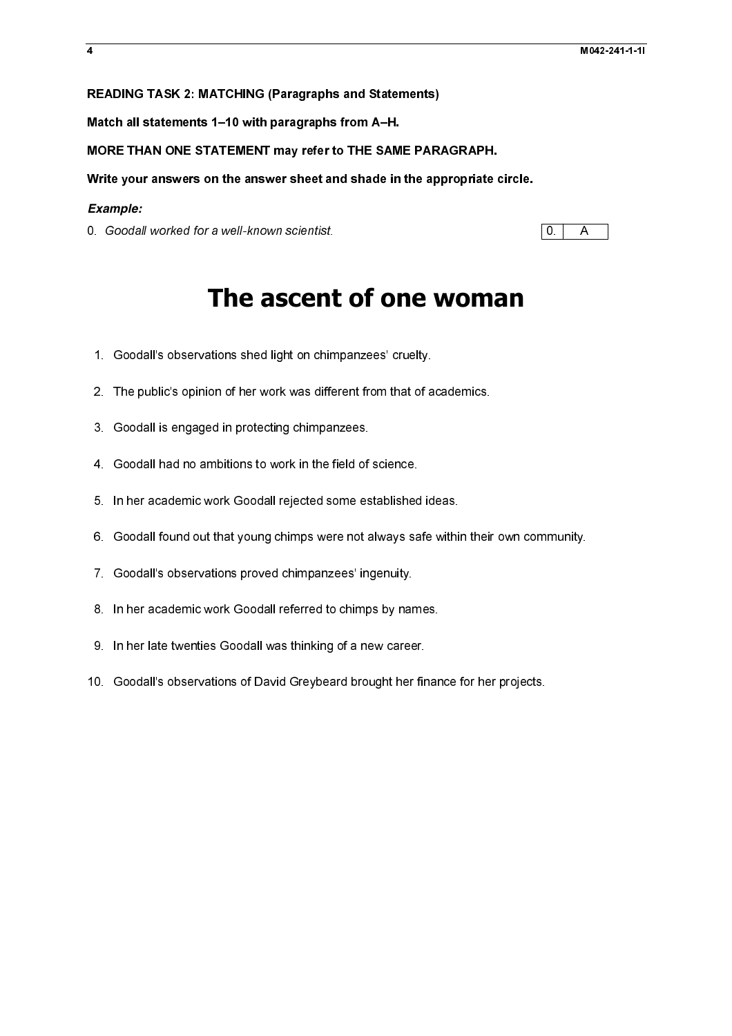**READING TASK 2: MATCHING (Paragraphs and Statements)**

**Match all statements 1–10 with paragraphs from A–H.**

**MORE THAN ONE STATEMENT may refer to THE SAME PARAGRAPH.**

**Write your answers on the answer sheet and shade in the appropriate circle.**

***Example:***

0. *Goodall worked for a well-known scientist.*

| 0. | A |
|---|---|

# The ascent of one woman

1. Goodall's observations shed light on chimpanzees' cruelty.
2. The public's opinion of her work was different from that of academics.
3. Goodall is engaged in protecting chimpanzees.
4. Goodall had no ambitions to work in the field of science.
5. In her academic work Goodall rejected some established ideas.
6. Goodall found out that young chimps were not always safe within their own community.
7. Goodall's observations proved chimpanzees' ingenuity.
8. In her academic work Goodall referred to chimps by names.
9. In her late twenties Goodall was thinking of a new career.
10. Goodall's observations of David Greybeard brought her finance for her projects.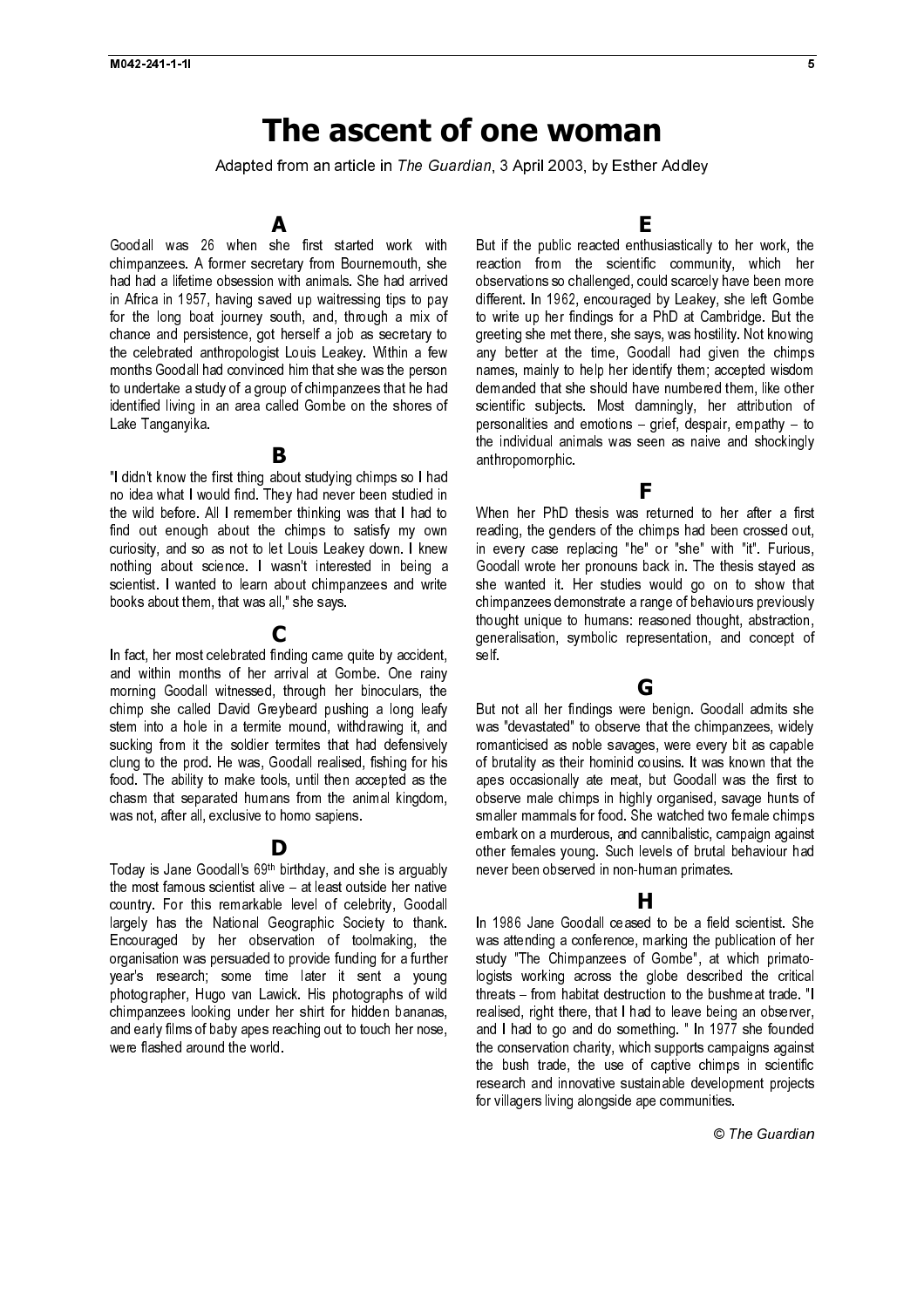# The ascent of one woman

Adapted from an article in *The Guardian*, 3 April 2003, by Esther Addley

## A

Goodall was 26 when she first started work with chimpanzees. A former secretary from Bournemouth, she had had a lifetime obsession with animals. She had arrived in Africa in 1957, having saved up waitressing tips to pay for the long boat journey south, and, through a mix of chance and persistence, got herself a job as secretary to the celebrated anthropologist Louis Leakey. Within a few months Goodall had convinced him that she was the person to undertake a study of a group of chimpanzees that he had identified living in an area called Gombe on the shores of Lake Tanganyika.

## B

"I didn't know the first thing about studying chimps so I had no idea what I would find. They had never been studied in the wild before. All I remember thinking was that I had to find out enough about the chimps to satisfy my own curiosity, and so as not to let Louis Leakey down. I knew nothing about science. I wasn't interested in being a scientist. I wanted to learn about chimpanzees and write books about them, that was all," she says.

## C

In fact, her most celebrated finding came quite by accident, and within months of her arrival at Gombe. One rainy morning Goodall witnessed, through her binoculars, the chimp she called David Greybeard pushing a long leafy stem into a hole in a termite mound, withdrawing it, and sucking from it the soldier termites that had defensively clung to the prod. He was, Goodall realised, fishing for his food. The ability to make tools, until then accepted as the chasm that separated humans from the animal kingdom, was not, after all, exclusive to homo sapiens.

## D

Today is Jane Goodall's 69th birthday, and she is arguably the most famous scientist alive – at least outside her native country. For this remarkable level of celebrity, Goodall largely has the National Geographic Society to thank. Encouraged by her observation of toolmaking, the organisation was persuaded to provide funding for a further year's research; some time later it sent a young photographer, Hugo van Lawick. His photographs of wild chimpanzees looking under her shirt for hidden bananas, and early films of baby apes reaching out to touch her nose, were flashed around the world.

## E

But if the public reacted enthusiastically to her work, the reaction from the scientific community, which her observations so challenged, could scarcely have been more different. In 1962, encouraged by Leakey, she left Gombe to write up her findings for a PhD at Cambridge. But the greeting she met there, she says, was hostility. Not knowing any better at the time, Goodall had given the chimps names, mainly to help her identify them; accepted wisdom demanded that she should have numbered them, like other scientific subjects. Most damningly, her attribution of personalities and emotions – grief, despair, empathy – to the individual animals was seen as naive and shockingly anthropomorphic.

## F

When her PhD thesis was returned to her after a first reading, the genders of the chimps had been crossed out, in every case replacing "he" or "she" with "it". Furious, Goodall wrote her pronouns back in. The thesis stayed as she wanted it. Her studies would go on to show that chimpanzees demonstrate a range of behaviours previously thought unique to humans: reasoned thought, abstraction, generalisation, symbolic representation, and concept of self.

## G

But not all her findings were benign. Goodall admits she was "devastated" to observe that the chimpanzees, widely romanticised as noble savages, were every bit as capable of brutality as their hominid cousins. It was known that the apes occasionally ate meat, but Goodall was the first to observe male chimps in highly organised, savage hunts of smaller mammals for food. She watched two female chimps embark on a murderous, and cannibalistic, campaign against other females young. Such levels of brutal behaviour had never been observed in non-human primates.

## H

In 1986 Jane Goodall ceased to be a field scientist. She was attending a conference, marking the publication of her study "The Chimpanzees of Gombe", at which primatologists working across the globe described the critical threats – from habitat destruction to the bushmeat trade. "I realised, right there, that I had to leave being an observer, and I had to go and do something. " In 1977 she founded the conservation charity, which supports campaigns against the bush trade, the use of captive chimps in scientific research and innovative sustainable development projects for villagers living alongside ape communities.

© *The Guardian*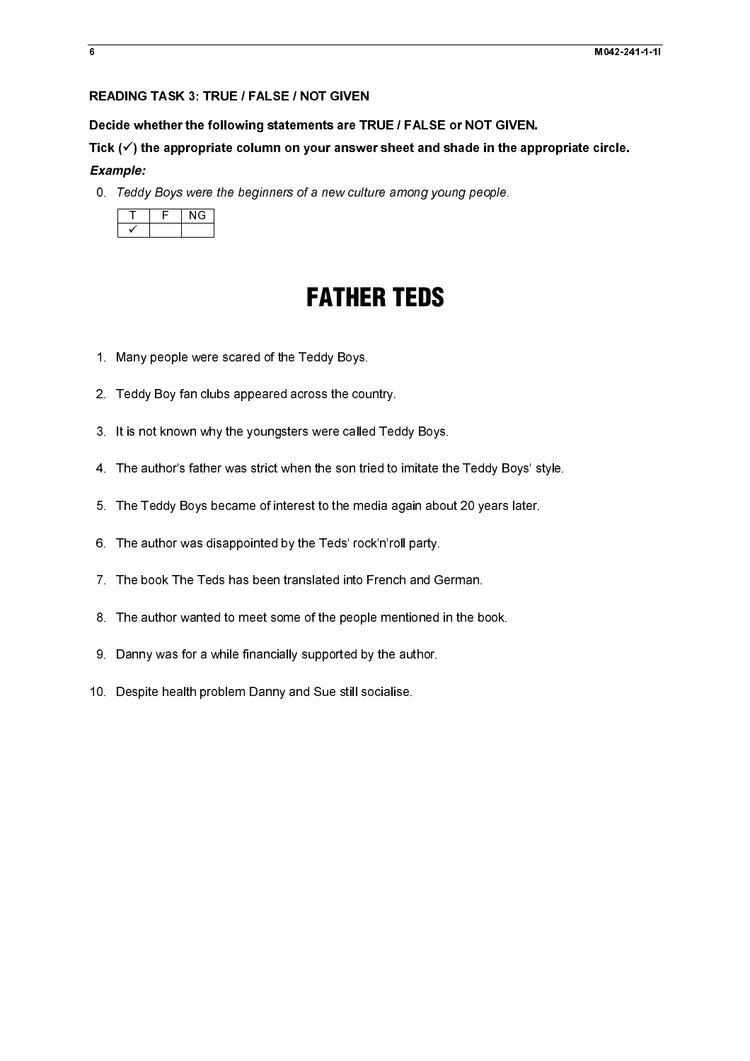**READING TASK 3: TRUE / FALSE / NOT GIVEN**

**Decide whether the following statements are TRUE / FALSE or NOT GIVEN.**

**Tick (✓) the appropriate column on your answer sheet and shade in the appropriate circle.**

***Example:***

0. *Teddy Boys were the beginners of a new culture among young people.*

| T | F | NG |
|---|---|---|
| ✓ | | |

# FATHER TEDS

1. Many people were scared of the Teddy Boys.
2. Teddy Boy fan clubs appeared across the country.
3. It is not known why the youngsters were called Teddy Boys.
4. The author's father was strict when the son tried to imitate the Teddy Boys' style.
5. The Teddy Boys became of interest to the media again about 20 years later.
6. The author was disappointed by the Teds' rock'n'roll party.
7. The book The Teds has been translated into French and German.
8. The author wanted to meet some of the people mentioned in the book.
9. Danny was for a while financially supported by the author.
10. Despite health problem Danny and Sue still socialise.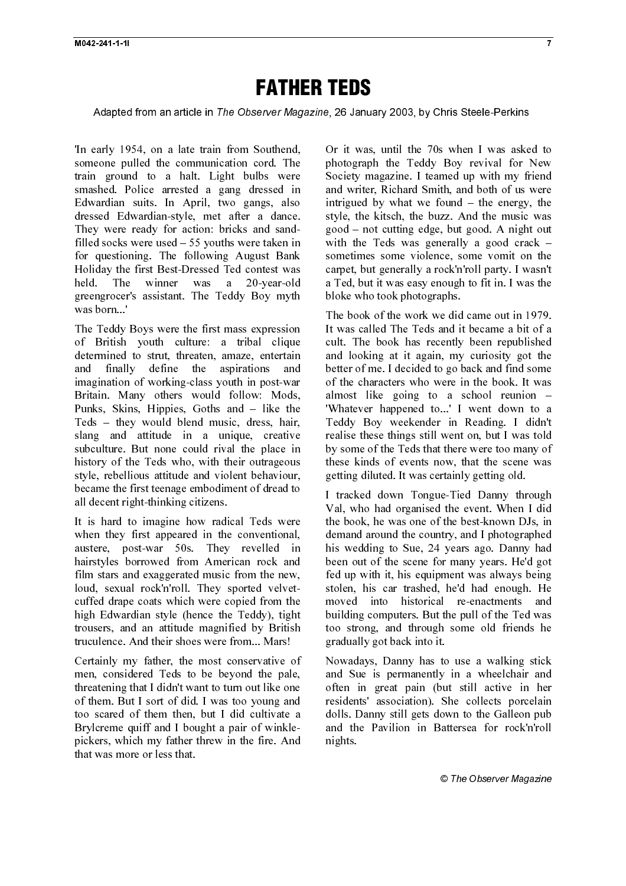# FATHER TEDS

Adapted from an article in *The Observer Magazine*, 26 January 2003, by Chris Steele-Perkins

'In early 1954, on a late train from Southend, someone pulled the communication cord. The train ground to a halt. Light bulbs were smashed. Police arrested a gang dressed in Edwardian suits. In April, two gangs, also dressed Edwardian-style, met after a dance. They were ready for action: bricks and sand-filled socks were used – 55 youths were taken in for questioning. The following August Bank Holiday the first Best-Dressed Ted contest was held. The winner was a 20-year-old greengrocer's assistant. The Teddy Boy myth was born...'

The Teddy Boys were the first mass expression of British youth culture: a tribal clique determined to strut, threaten, amaze, entertain and finally define the aspirations and imagination of working-class youth in post-war Britain. Many others would follow: Mods, Punks, Skins, Hippies, Goths and – like the Teds – they would blend music, dress, hair, slang and attitude in a unique, creative subculture. But none could rival the place in history of the Teds who, with their outrageous style, rebellious attitude and violent behaviour, became the first teenage embodiment of dread to all decent right-thinking citizens.

It is hard to imagine how radical Teds were when they first appeared in the conventional, austere, post-war 50s. They revelled in hairstyles borrowed from American rock and film stars and exaggerated music from the new, loud, sexual rock'n'roll. They sported velvet-cuffed drape coats which were copied from the high Edwardian style (hence the Teddy), tight trousers, and an attitude magnified by British truculence. And their shoes were from... Mars!

Certainly my father, the most conservative of men, considered Teds to be beyond the pale, threatening that I didn't want to turn out like one of them. But I sort of did. I was too young and too scared of them then, but I did cultivate a Brylcreme quiff and I bought a pair of winkle-pickers, which my father threw in the fire. And that was more or less that.

Or it was, until the 70s when I was asked to photograph the Teddy Boy revival for New Society magazine. I teamed up with my friend and writer, Richard Smith, and both of us were intrigued by what we found – the energy, the style, the kitsch, the buzz. And the music was good – not cutting edge, but good. A night out with the Teds was generally a good crack – sometimes some violence, some vomit on the carpet, but generally a rock'n'roll party. I wasn't a Ted, but it was easy enough to fit in. I was the bloke who took photographs.

The book of the work we did came out in 1979. It was called The Teds and it became a bit of a cult. The book has recently been republished and looking at it again, my curiosity got the better of me. I decided to go back and find some of the characters who were in the book. It was almost like going to a school reunion – 'Whatever happened to...' I went down to a Teddy Boy weekender in Reading. I didn't realise these things still went on, but I was told by some of the Teds that there were too many of these kinds of events now, that the scene was getting diluted. It was certainly getting old.

I tracked down Tongue-Tied Danny through Val, who had organised the event. When I did the book, he was one of the best-known DJs, in demand around the country, and I photographed his wedding to Sue, 24 years ago. Danny had been out of the scene for many years. He'd got fed up with it, his equipment was always being stolen, his car trashed, he'd had enough. He moved into historical re-enactments and building computers. But the pull of the Ted was too strong, and through some old friends he gradually got back into it.

Nowadays, Danny has to use a walking stick and Sue is permanently in a wheelchair and often in great pain (but still active in her residents' association). She collects porcelain dolls. Danny still gets down to the Galleon pub and the Pavilion in Battersea for rock'n'roll nights.

© *The Observer Magazine*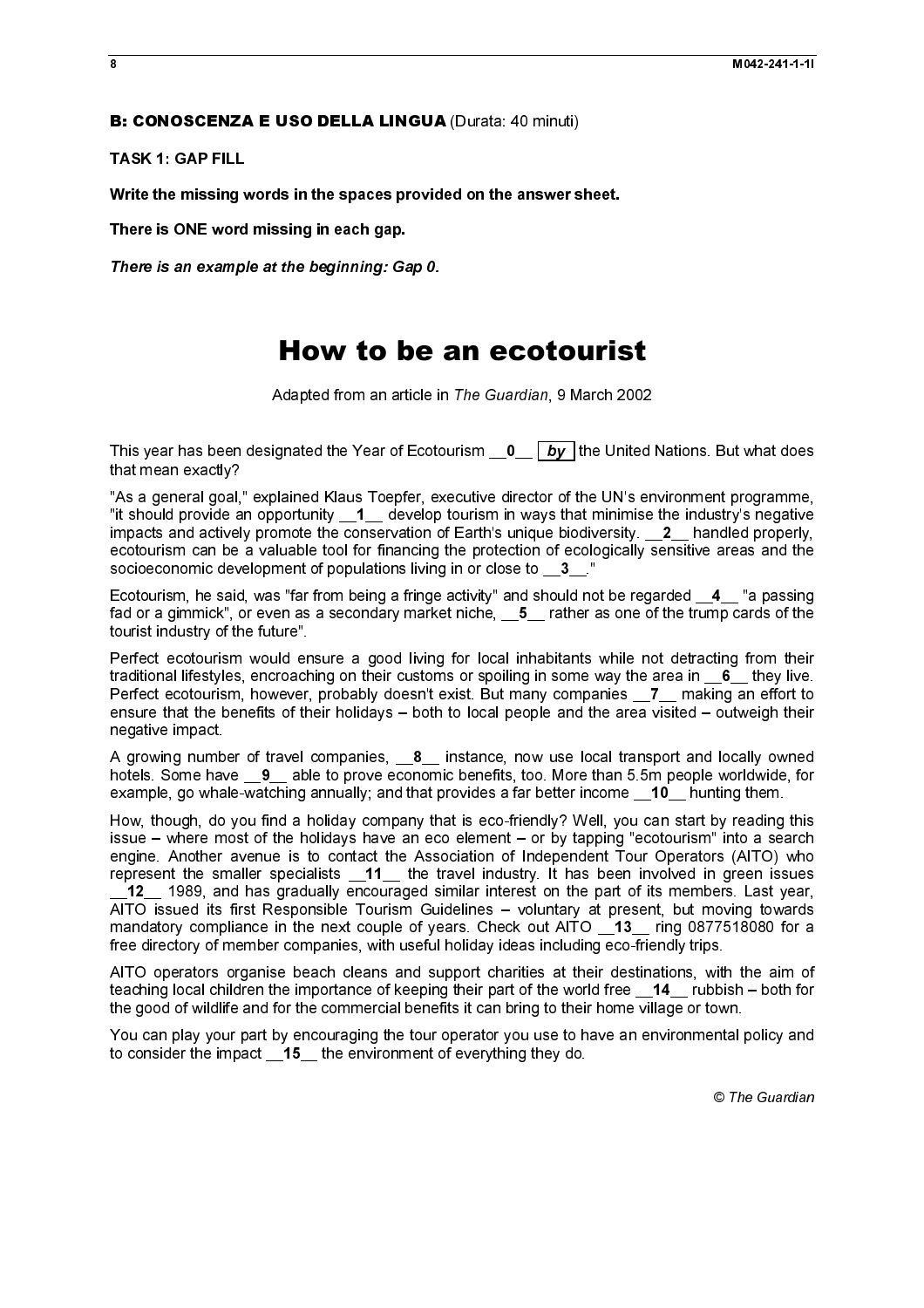**B: CONOSCENZA E USO DELLA LINGUA** (Durata: 40 minuti)

**TASK 1: GAP FILL**

**Write the missing words in the spaces provided on the answer sheet.**

**There is ONE word missing in each gap.**

***There is an example at the beginning: Gap 0.***

# How to be an ecotourist

Adapted from an article in *The Guardian*, 9 March 2002

This year has been designated the Year of Ecotourism __**0**__ ***by*** the United Nations. But what does that mean exactly?

"As a general goal," explained Klaus Toepfer, executive director of the UN's environment programme, "it should provide an opportunity __**1**__ develop tourism in ways that minimise the industry's negative impacts and actively promote the conservation of Earth's unique biodiversity. __**2**__ handled properly, ecotourism can be a valuable tool for financing the protection of ecologically sensitive areas and the socioeconomic development of populations living in or close to __**3**__."

Ecotourism, he said, was "far from being a fringe activity" and should not be regarded __**4**__ "a passing fad or a gimmick", or even as a secondary market niche, __**5**__ rather as one of the trump cards of the tourist industry of the future".

Perfect ecotourism would ensure a good living for local inhabitants while not detracting from their traditional lifestyles, encroaching on their customs or spoiling in some way the area in __**6**__ they live. Perfect ecotourism, however, probably doesn't exist. But many companies __**7**__ making an effort to ensure that the benefits of their holidays – both to local people and the area visited – outweigh their negative impact.

A growing number of travel companies, __**8**__ instance, now use local transport and locally owned hotels. Some have __**9**__ able to prove economic benefits, too. More than 5.5m people worldwide, for example, go whale-watching annually; and that provides a far better income __**10**__ hunting them.

How, though, do you find a holiday company that is eco-friendly? Well, you can start by reading this issue – where most of the holidays have an eco element – or by tapping "ecotourism" into a search engine. Another avenue is to contact the Association of Independent Tour Operators (AITO) who represent the smaller specialists __**11**__ the travel industry. It has been involved in green issues __**12**__ 1989, and has gradually encouraged similar interest on the part of its members. Last year, AITO issued its first Responsible Tourism Guidelines – voluntary at present, but moving towards mandatory compliance in the next couple of years. Check out AITO __**13**__ ring 0877518080 for a free directory of member companies, with useful holiday ideas including eco-friendly trips.

AITO operators organise beach cleans and support charities at their destinations, with the aim of teaching local children the importance of keeping their part of the world free __**14**__ rubbish – both for the good of wildlife and for the commercial benefits it can bring to their home village or town.

You can play your part by encouraging the tour operator you use to have an environmental policy and to consider the impact __**15**__ the environment of everything they do.

© *The Guardian*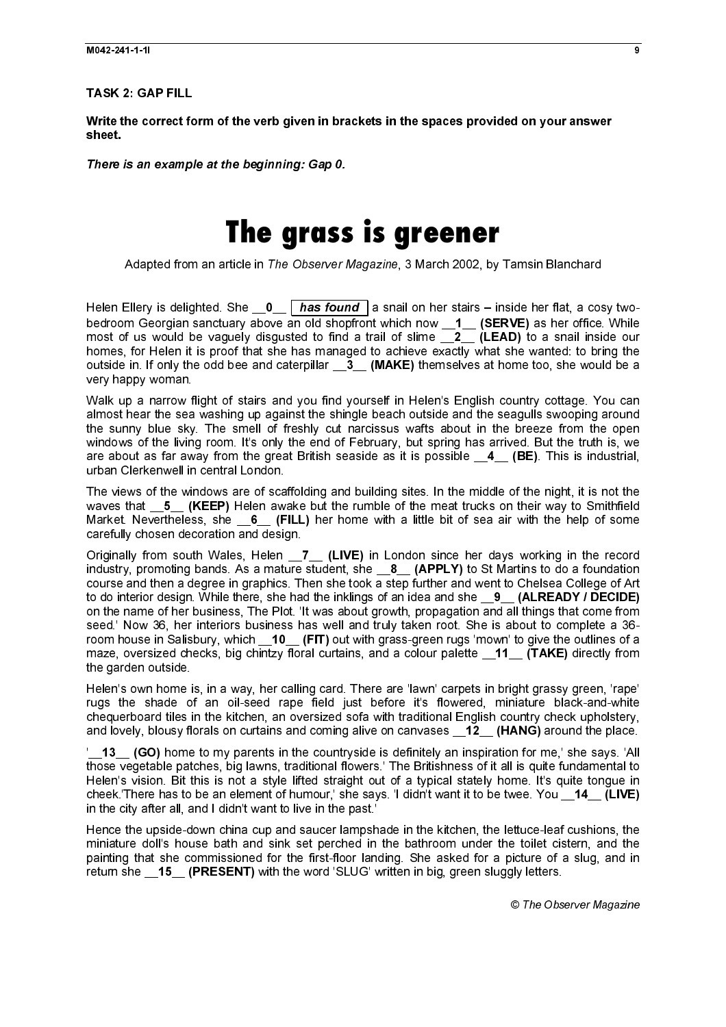## TASK 2: GAP FILL

**Write the correct form of the verb given in brackets in the spaces provided on your answer sheet.**

***There is an example at the beginning: Gap 0.***

# The grass is greener

Adapted from an article in *The Observer Magazine*, 3 March 2002, by Tamsin Blanchard

Helen Ellery is delighted. She __**0**__ ***has found*** a snail on her stairs – inside her flat, a cosy two-bedroom Georgian sanctuary above an old shopfront which now __**1**__ **(SERVE)** as her office. While most of us would be vaguely disgusted to find a trail of slime __**2**__ **(LEAD)** to a snail inside our homes, for Helen it is proof that she has managed to achieve exactly what she wanted: to bring the outside in. If only the odd bee and caterpillar __**3**__ **(MAKE)** themselves at home too, she would be a very happy woman.

Walk up a narrow flight of stairs and you find yourself in Helen's English country cottage. You can almost hear the sea washing up against the shingle beach outside and the seagulls swooping around the sunny blue sky. The smell of freshly cut narcissus wafts about in the breeze from the open windows of the living room. It's only the end of February, but spring has arrived. But the truth is, we are about as far away from the great British seaside as it is possible __**4**__ **(BE)**. This is industrial, urban Clerkenwell in central London.

The views of the windows are of scaffolding and building sites. In the middle of the night, it is not the waves that __**5**__ **(KEEP)** Helen awake but the rumble of the meat trucks on their way to Smithfield Market. Nevertheless, she __**6**__ **(FILL)** her home with a little bit of sea air with the help of some carefully chosen decoration and design.

Originally from south Wales, Helen __**7**__ **(LIVE)** in London since her days working in the record industry, promoting bands. As a mature student, she __**8**__ **(APPLY)** to St Martins to do a foundation course and then a degree in graphics. Then she took a step further and went to Chelsea College of Art to do interior design. While there, she had the inklings of an idea and she __**9**__ **(ALREADY / DECIDE)** on the name of her business, The Plot. 'It was about growth, propagation and all things that come from seed.' Now 36, her interiors business has well and truly taken root. She is about to complete a 36-room house in Salisbury, which __**10**__ **(FIT)** out with grass-green rugs 'mown' to give the outlines of a maze, oversized checks, big chintzy floral curtains, and a colour palette __**11**__ **(TAKE)** directly from the garden outside.

Helen's own home is, in a way, her calling card. There are 'lawn' carpets in bright grassy green, 'rape' rugs the shade of an oil-seed rape field just before it's flowered, miniature black-and-white chequerboard tiles in the kitchen, an oversized sofa with traditional English country check upholstery, and lovely, blousy florals on curtains and coming alive on canvases __**12**__ **(HANG)** around the place.

'__**13**__ **(GO)** home to my parents in the countryside is definitely an inspiration for me,' she says. 'All those vegetable patches, big lawns, traditional flowers.' The Britishness of it all is quite fundamental to Helen's vision. Bit this is not a style lifted straight out of a typical stately home. It's quite tongue in cheek.'There has to be an element of humour,' she says. 'I didn't want it to be twee. You __**14**__ **(LIVE)** in the city after all, and I didn't want to live in the past.'

Hence the upside-down china cup and saucer lampshade in the kitchen, the lettuce-leaf cushions, the miniature doll's house bath and sink set perched in the bathroom under the toilet cistern, and the painting that she commissioned for the first-floor landing. She asked for a picture of a slug, and in return she __**15**__ **(PRESENT)** with the word 'SLUG' written in big, green sluggly letters.

© *The Observer Magazine*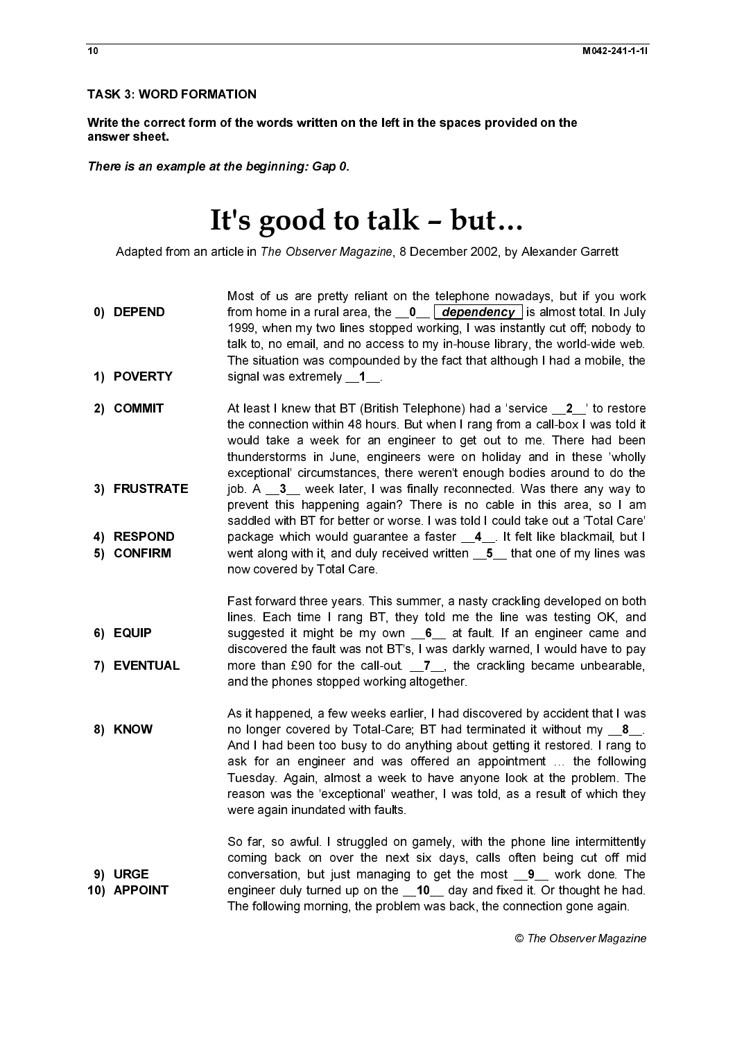**TASK 3: WORD FORMATION**

**Write the correct form of the words written on the left in the spaces provided on the answer sheet.**

***There is an example at the beginning: Gap 0.***

# It's good to talk – but…

Adapted from an article in *The Observer Magazine*, 8 December 2002, by Alexander Garrett

| | |
|---|---|
| **0) DEPEND** | Most of us are pretty reliant on the telephone nowadays, but if you work from home in a rural area, the __**0**__ ***dependency*** is almost total. In July 1999, when my two lines stopped working, I was instantly cut off; nobody to talk to, no email, and no access to my in-house library, the world-wide web. |
| **1) POVERTY** | The situation was compounded by the fact that although I had a mobile, the signal was extremely __**1**__. |
| **2) COMMIT** | At least I knew that BT (British Telephone) had a 'service __**2**__' to restore the connection within 48 hours. But when I rang from a call-box I was told it would take a week for an engineer to get out to me. There had been thunderstorms in June, engineers were on holiday and in these 'wholly exceptional' circumstances, there weren't enough bodies around to do the |
| **3) FRUSTRATE** | job. A __**3**__ week later, I was finally reconnected. Was there any way to prevent this happening again? There is no cable in this area, so I am saddled with BT for better or worse. I was told I could take out a 'Total Care' |
| **4) RESPOND** | package which would guarantee a faster __**4**__. It felt like blackmail, but I |
| **5) CONFIRM** | went along with it, and duly received written __**5**__ that one of my lines was now covered by Total Care. |
| **6) EQUIP** | Fast forward three years. This summer, a nasty crackling developed on both lines. Each time I rang BT, they told me the line was testing OK, and suggested it might be my own __**6**__ at fault. If an engineer came and discovered the fault was not BT's, I was darkly warned, I would have to pay |
| **7) EVENTUAL** | more than £90 for the call-out. __**7**__, the crackling became unbearable, and the phones stopped working altogether. |
| **8) KNOW** | As it happened, a few weeks earlier, I had discovered by accident that I was no longer covered by Total-Care; BT had terminated it without my __**8**__. And I had been too busy to do anything about getting it restored. I rang to ask for an engineer and was offered an appointment … the following Tuesday. Again, almost a week to have anyone look at the problem. The reason was the 'exceptional' weather, I was told, as a result of which they were again inundated with faults. |
| **9) URGE** | So far, so awful. I struggled on gamely, with the phone line intermittently coming back on over the next six days, calls often being cut off mid conversation, but just managing to get the most __**9**__ work done. The |
| **10) APPOINT** | engineer duly turned up on the __**10**__ day and fixed it. Or thought he had. The following morning, the problem was back, the connection gone again. |

© *The Observer Magazine*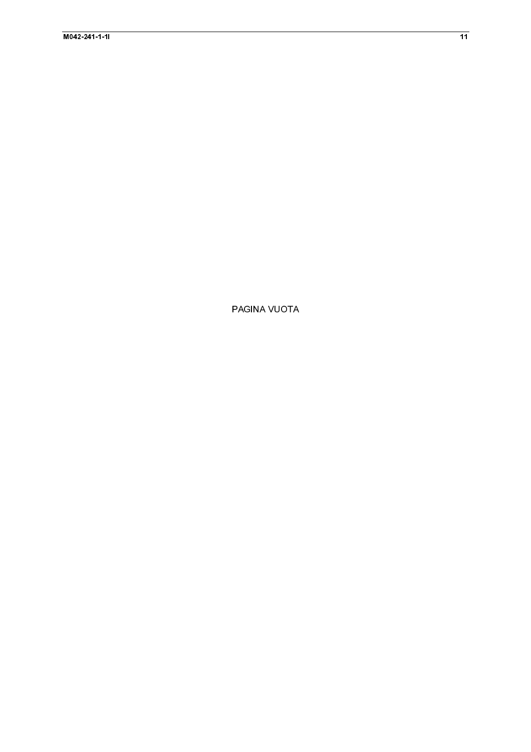PAGINA VUOTA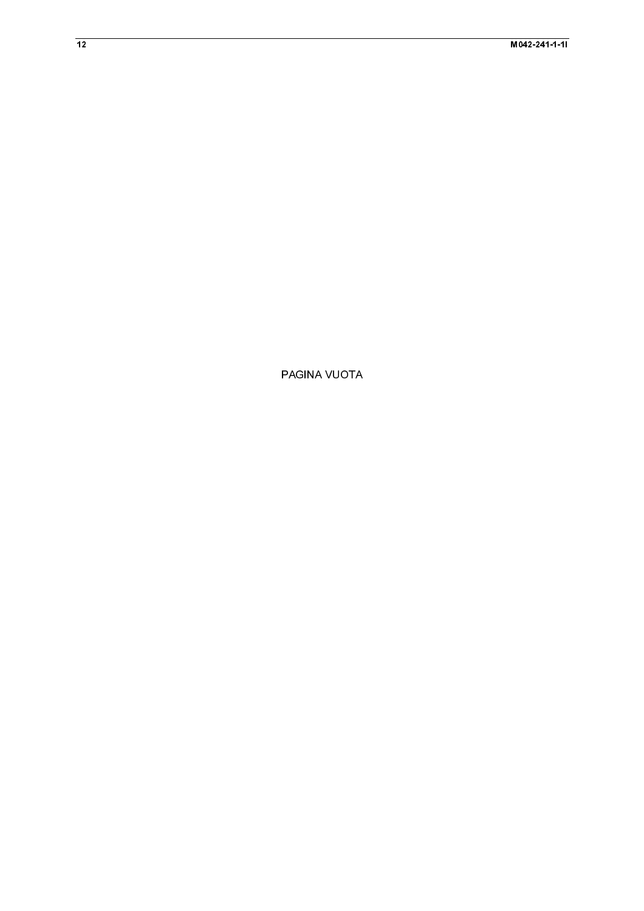PAGINA VUOTA